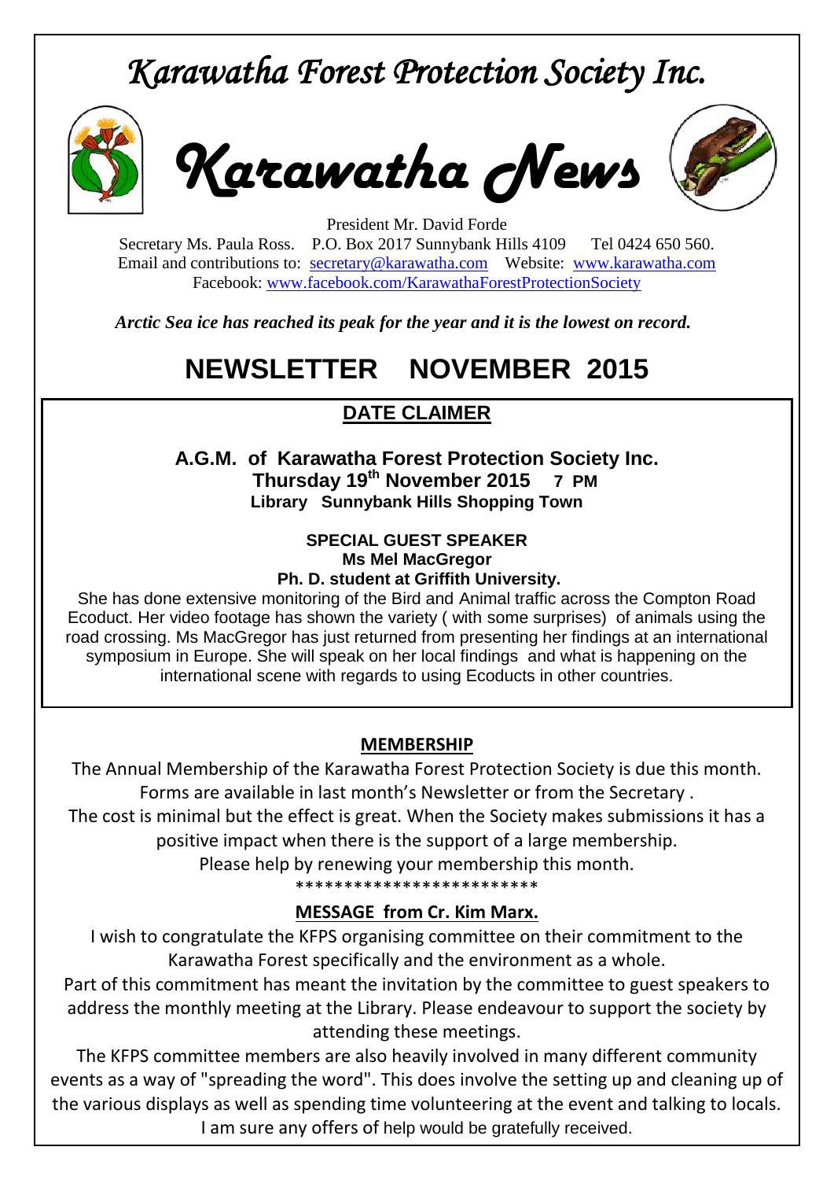# *Karawatha Forest Protection Society Inc.*

# *Karawatha News*

President Mr. David Forde
Secretary Ms. Paula Ross. P.O. Box 2017 Sunnybank Hills 4109 Tel 0424 650 560.
Email and contributions to: secretary@karawatha.com Website: www.karawatha.com
Facebook: www.facebook.com/KarawathaForestProtectionSociety

***Arctic Sea ice has reached its peak for the year and it is the lowest on record.***

# NEWSLETTER NOVEMBER 2015

## DATE CLAIMER

**A.G.M. of Karawatha Forest Protection Society Inc.**
**Thursday 19th November 2015 7 PM**
**Library Sunnybank Hills Shopping Town**

**SPECIAL GUEST SPEAKER**
**Ms Mel MacGregor**
**Ph. D. student at Griffith University.**

She has done extensive monitoring of the Bird and Animal traffic across the Compton Road Ecoduct. Her video footage has shown the variety ( with some surprises) of animals using the road crossing. Ms MacGregor has just returned from presenting her findings at an international symposium in Europe. She will speak on her local findings and what is happening on the international scene with regards to using Ecoducts in other countries.

## MEMBERSHIP

The Annual Membership of the Karawatha Forest Protection Society is due this month. Forms are available in last month's Newsletter or from the Secretary .
The cost is minimal but the effect is great. When the Society makes submissions it has a positive impact when there is the support of a large membership.
Please help by renewing your membership this month.

\*\*\*\*\*\*\*\*\*\*\*\*\*\*\*\*\*\*\*\*\*\*\*\*\*\*

## MESSAGE from Cr. Kim Marx.

I wish to congratulate the KFPS organising committee on their commitment to the Karawatha Forest specifically and the environment as a whole.
Part of this commitment has meant the invitation by the committee to guest speakers to address the monthly meeting at the Library. Please endeavour to support the society by attending these meetings.
The KFPS committee members are also heavily involved in many different community events as a way of "spreading the word". This does involve the setting up and cleaning up of the various displays as well as spending time volunteering at the event and talking to locals. I am sure any offers of help would be gratefully received.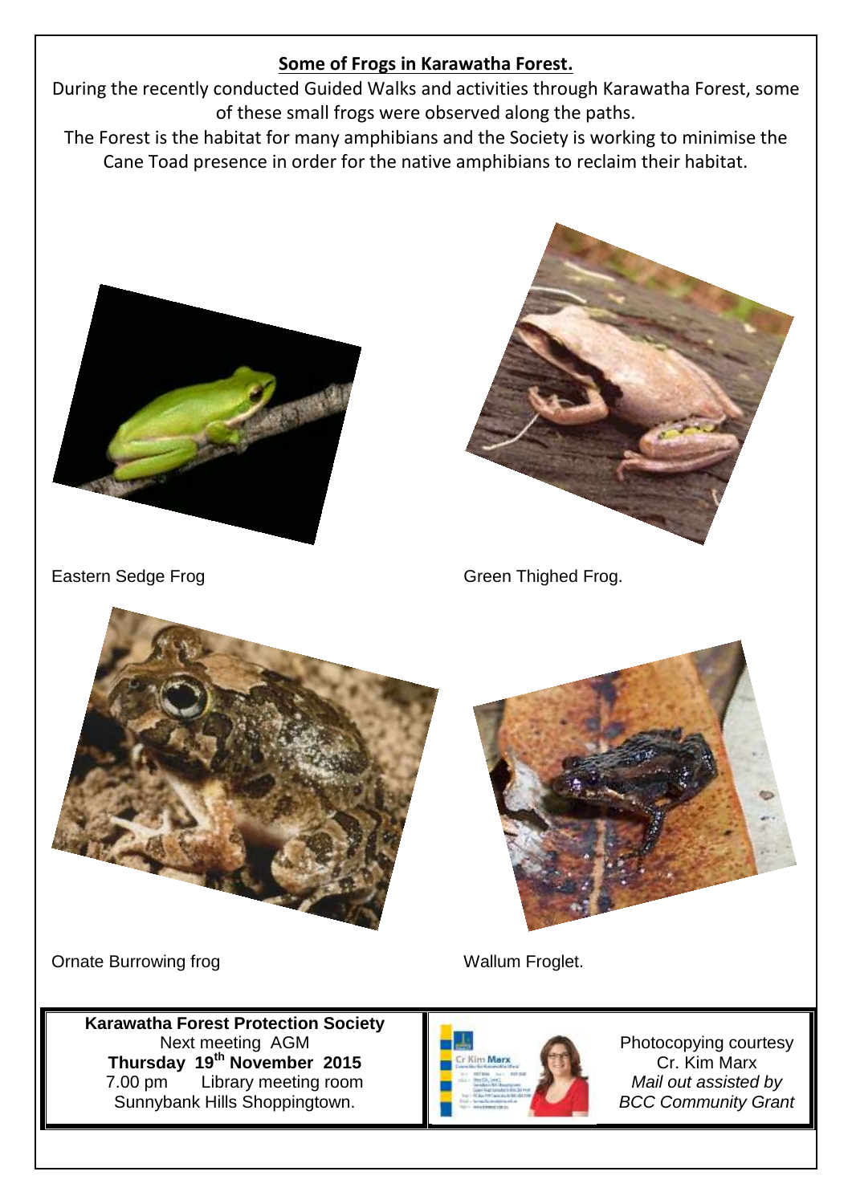## Some of Frogs in Karawatha Forest.

During the recently conducted Guided Walks and activities through Karawatha Forest, some of these small frogs were observed along the paths.

The Forest is the habitat for many amphibians and the Society is working to minimise the Cane Toad presence in order for the native amphibians to reclaim their habitat.

Eastern Sedge Frog

Green Thighed Frog.

Ornate Burrowing frog

Wallum Froglet.

**Karawatha Forest Protection Society**
Next meeting AGM
**Thursday 19th November 2015**
7.00 pm Library meeting room
Sunnybank Hills Shoppingtown.

Photocopying courtesy
Cr. Kim Marx
*Mail out assisted by*
*BCC Community Grant*